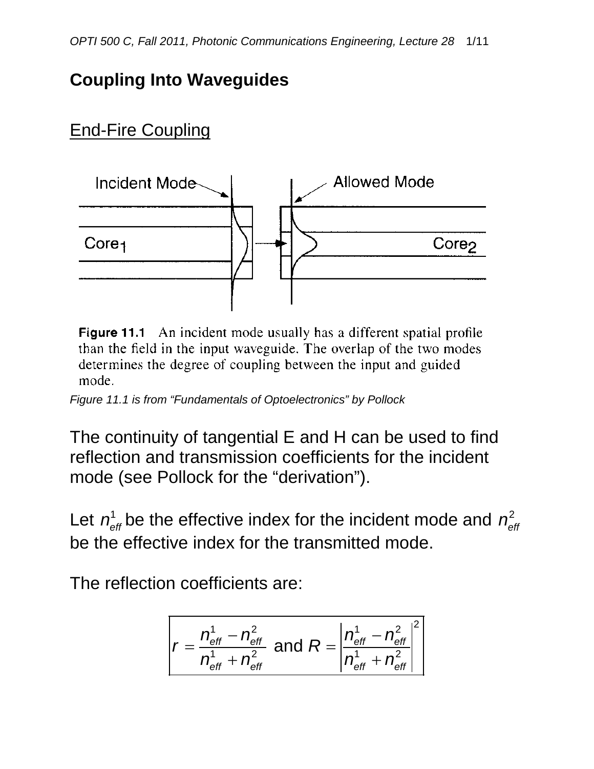# Coupling Into Waveguides

## End-Fire Coupling

Figure 11.1 An incident mode usually has a different spatial profile than the field in the input waveguide. The overlap of the two modes determines the degree of coupling between the input and guided mode.

*Figure 11.1 is from "Fundamentals of Optoelectronics" by Pollock*

The continuity of tangential E and H can be used to find reflection and transmission coefficients for the incident mode (see Pollock for the "derivation").

Let $n_{eff}^{1}$ be the effective index for the incident mode and $n_{eff}^{2}$ be the effective index for the transmitted mode.

The reflection coefficients are:

$$r = \frac{n_{eff}^{1} - n_{eff}^{2}}{n_{eff}^{1} + n_{eff}^{2}} \text{ and } R = \left| \frac{n_{eff}^{1} - n_{eff}^{2}}{n_{eff}^{1} + n_{eff}^{2}} \right|^{2}$$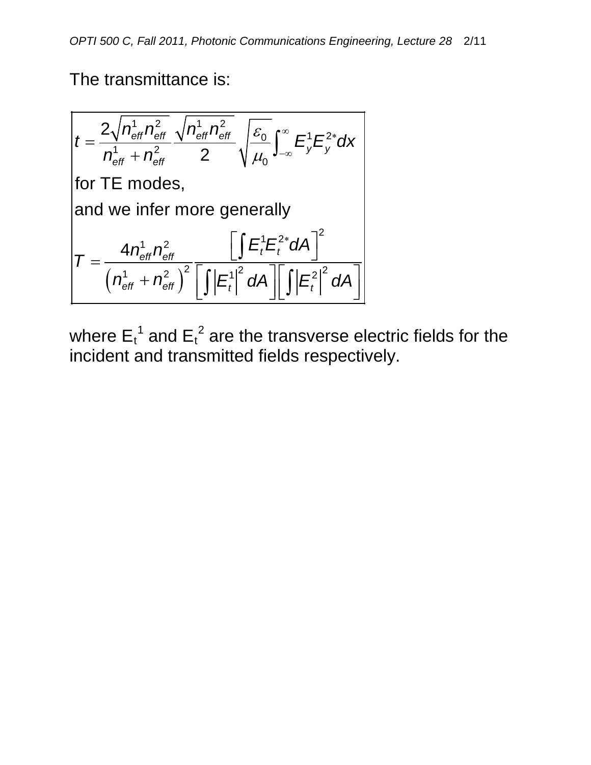The transmittance is:

$$t = \frac{2\sqrt{n_{eff}^1 n_{eff}^2}}{n_{eff}^1 + n_{eff}^2} \frac{\sqrt{n_{eff}^1 n_{eff}^2}}{2} \sqrt{\frac{\varepsilon_0}{\mu_0}} \int_{-\infty}^{\infty} E_y^1 E_y^{2*} dx$$

for TE modes,

and we infer more generally

$$T = \frac{4 n_{eff}^1 n_{eff}^2}{\left(n_{eff}^1 + n_{eff}^2\right)^2} \frac{\left[\int E_t^1 E_t^{2*} dA\right]^2}{\left[\int \left|E_t^1\right|^2 dA\right]\left[\int \left|E_t^2\right|^2 dA\right]}$$

where $E_t^1$ and $E_t^2$ are the transverse electric fields for the incident and transmitted fields respectively.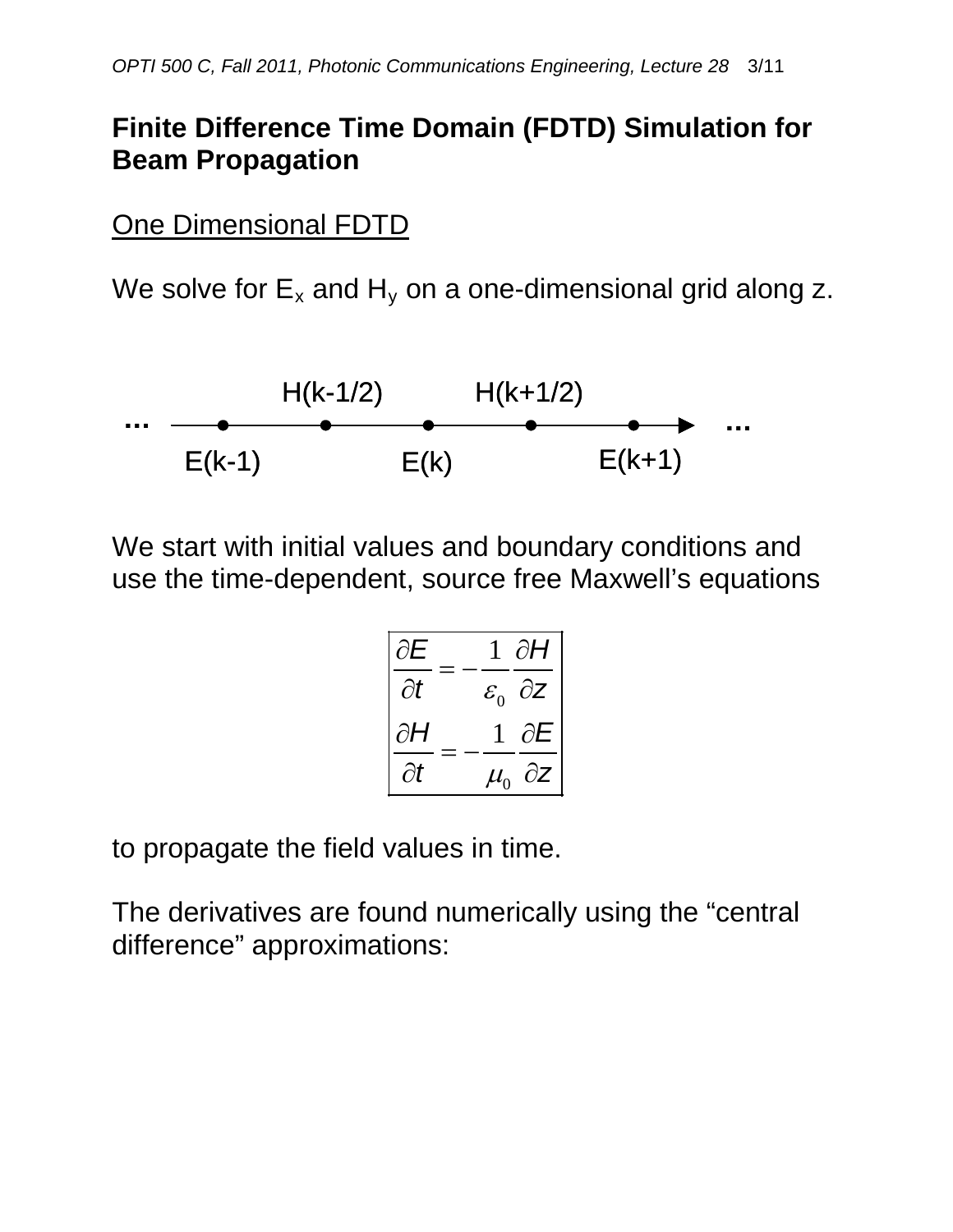## Finite Difference Time Domain (FDTD) Simulation for Beam Propagation

### One Dimensional FDTD

We solve for $E_x$ and $H_y$ on a one-dimensional grid along z.

```
              H(k-1/2)        H(k+1/2)
...  ----•--------•--------•--------•--------•---->  ...
       E(k-1)            E(k)             E(k+1)
```

We start with initial values and boundary conditions and use the time-dependent, source free Maxwell's equations

$$
\frac{\partial E}{\partial t} = -\frac{1}{\varepsilon_0}\frac{\partial H}{\partial z}
$$

$$
\frac{\partial H}{\partial t} = -\frac{1}{\mu_0}\frac{\partial E}{\partial z}
$$

to propagate the field values in time.

The derivatives are found numerically using the "central difference" approximations: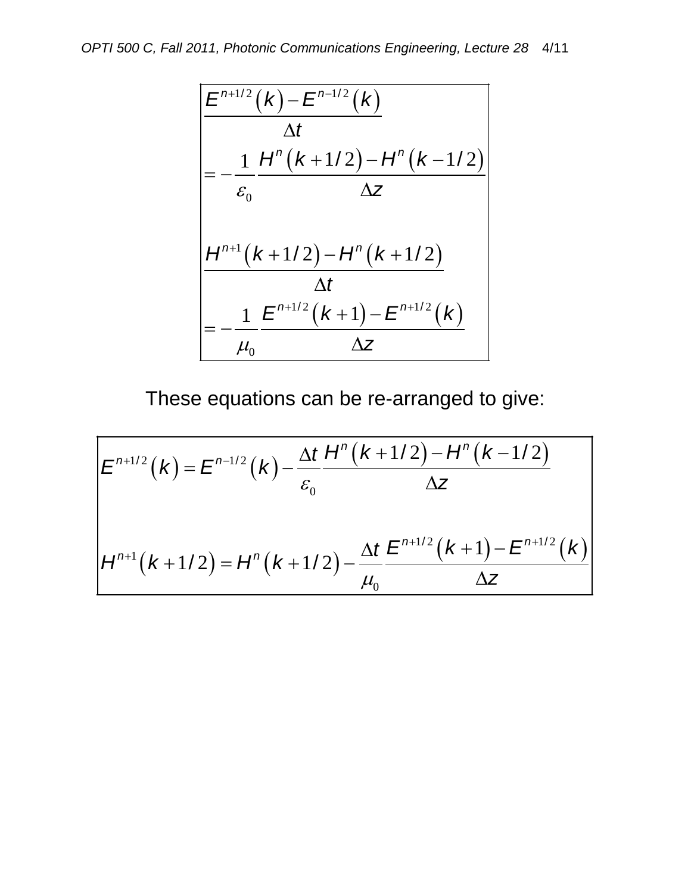$$
\frac{E^{n+1/2}(k) - E^{n-1/2}(k)}{\Delta t} = -\frac{1}{\varepsilon_0}\frac{H^n(k+1/2) - H^n(k-1/2)}{\Delta z}
$$

$$
\frac{H^{n+1}(k+1/2) - H^n(k+1/2)}{\Delta t} = -\frac{1}{\mu_0}\frac{E^{n+1/2}(k+1) - E^{n+1/2}(k)}{\Delta z}
$$

These equations can be re-arranged to give:

$$
E^{n+1/2}(k) = E^{n-1/2}(k) - \frac{\Delta t}{\varepsilon_0}\frac{H^n(k+1/2) - H^n(k-1/2)}{\Delta z}
$$

$$
H^{n+1}(k+1/2) = H^n(k+1/2) - \frac{\Delta t}{\mu_0}\frac{E^{n+1/2}(k+1) - E^{n+1/2}(k)}{\Delta z}
$$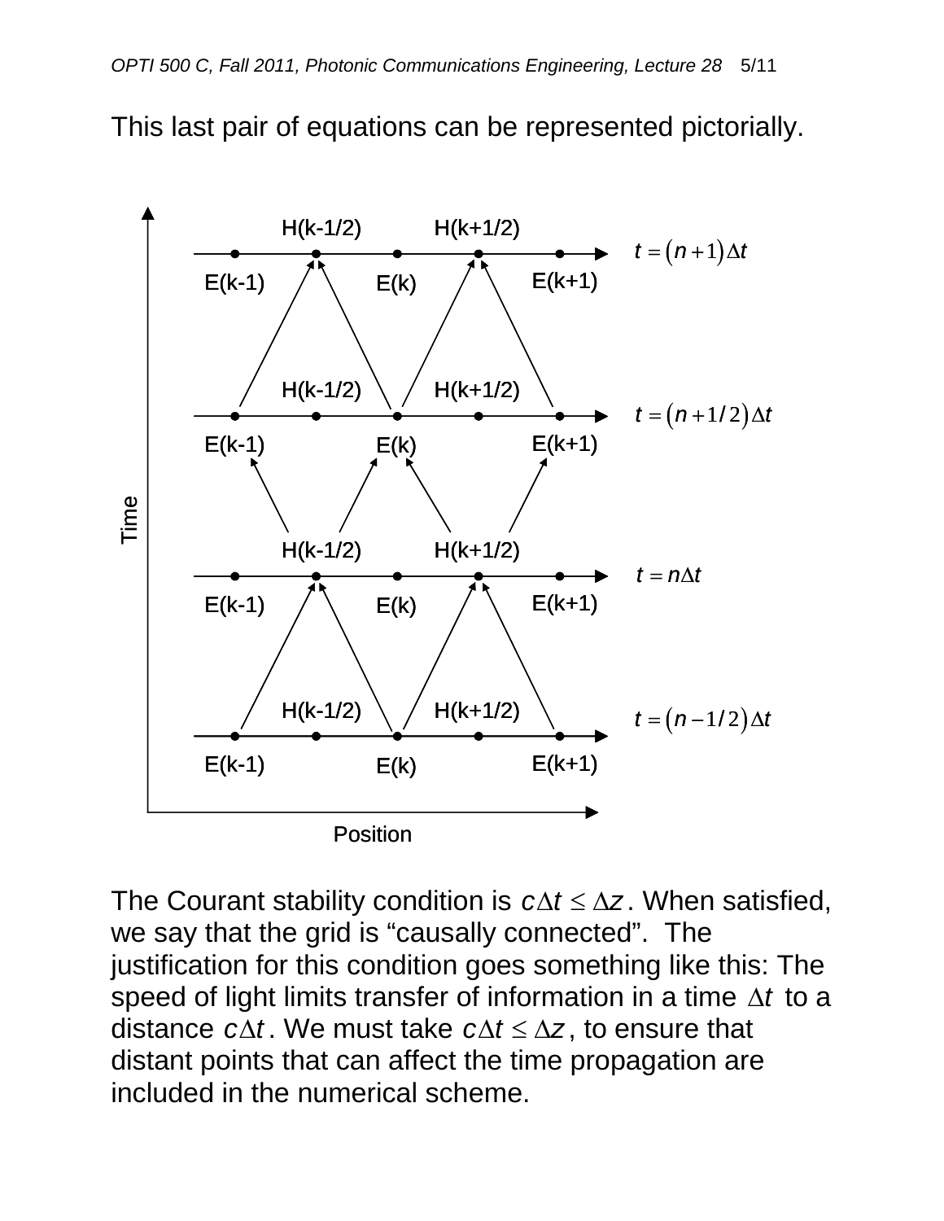This last pair of equations can be represented pictorially.

The Courant stability condition is $c\Delta t \le \Delta z$. When satisfied, we say that the grid is "causally connected". The justification for this condition goes something like this: The speed of light limits transfer of information in a time $\Delta t$ to a distance $c\Delta t$. We must take $c\Delta t \le \Delta z$, to ensure that distant points that can affect the time propagation are included in the numerical scheme.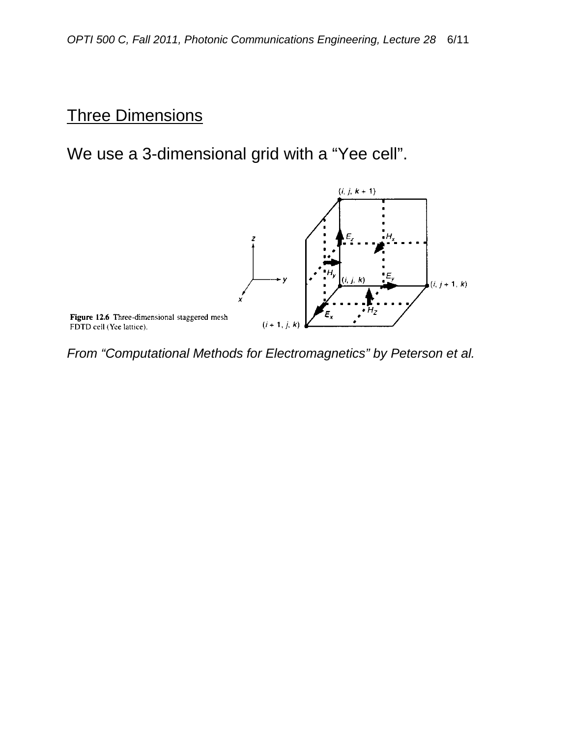## Three Dimensions

We use a 3-dimensional grid with a "Yee cell".

Figure 12.6 Three-dimensional staggered mesh FDTD cell (Yee lattice).

*From "Computational Methods for Electromagnetics" by Peterson et al.*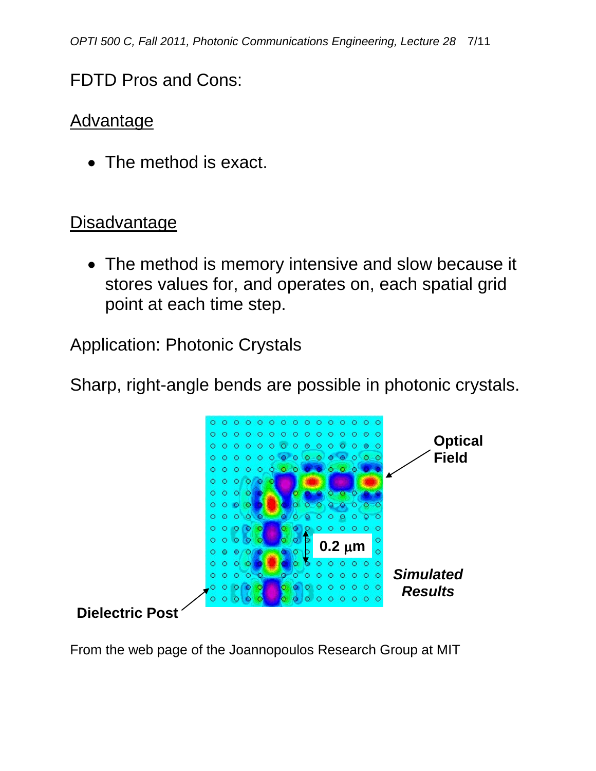FDTD Pros and Cons:

Advantage

- The method is exact.

Disadvantage

- The method is memory intensive and slow because it stores values for, and operates on, each spatial grid point at each time step.

Application: Photonic Crystals

Sharp, right-angle bends are possible in photonic crystals.

From the web page of the Joannopoulos Research Group at MIT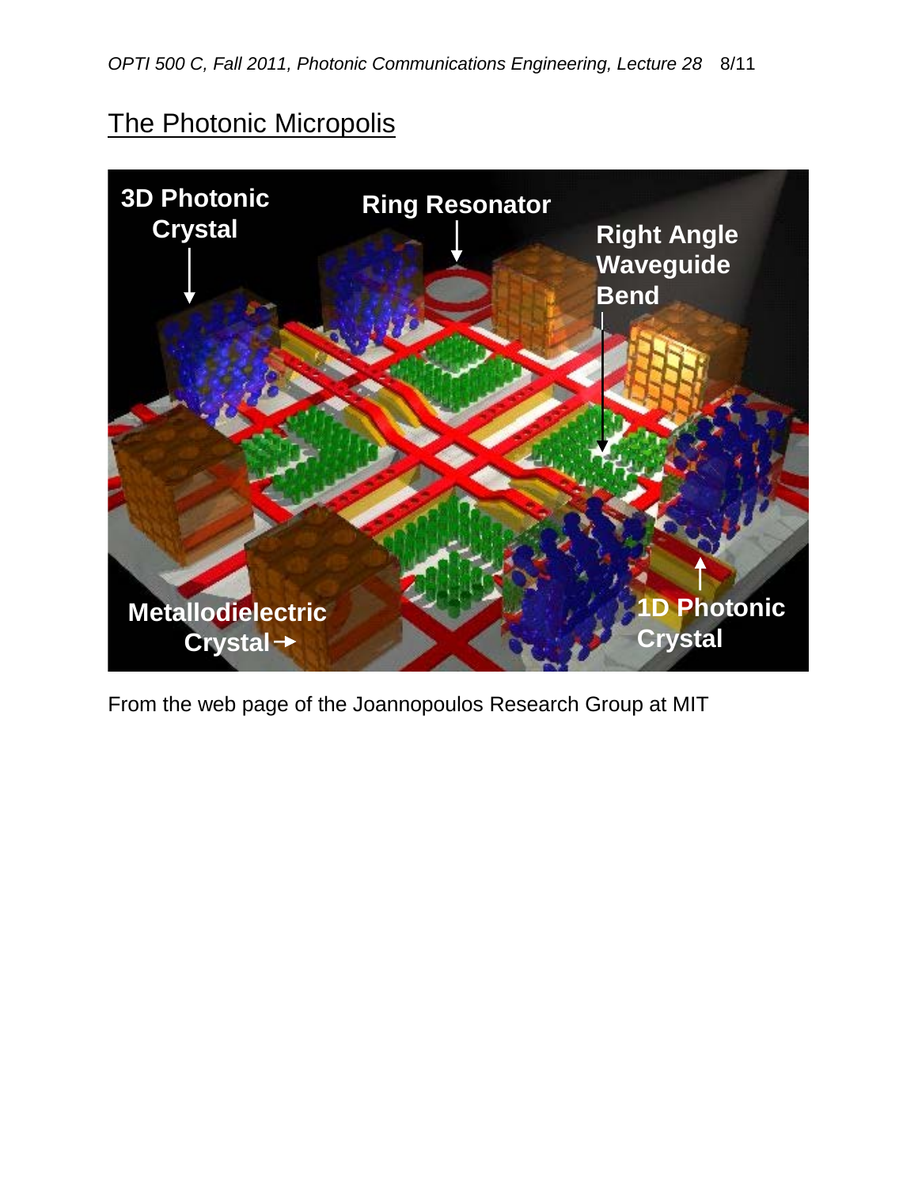## The Photonic Micropolis

From the web page of the Joannopoulos Research Group at MIT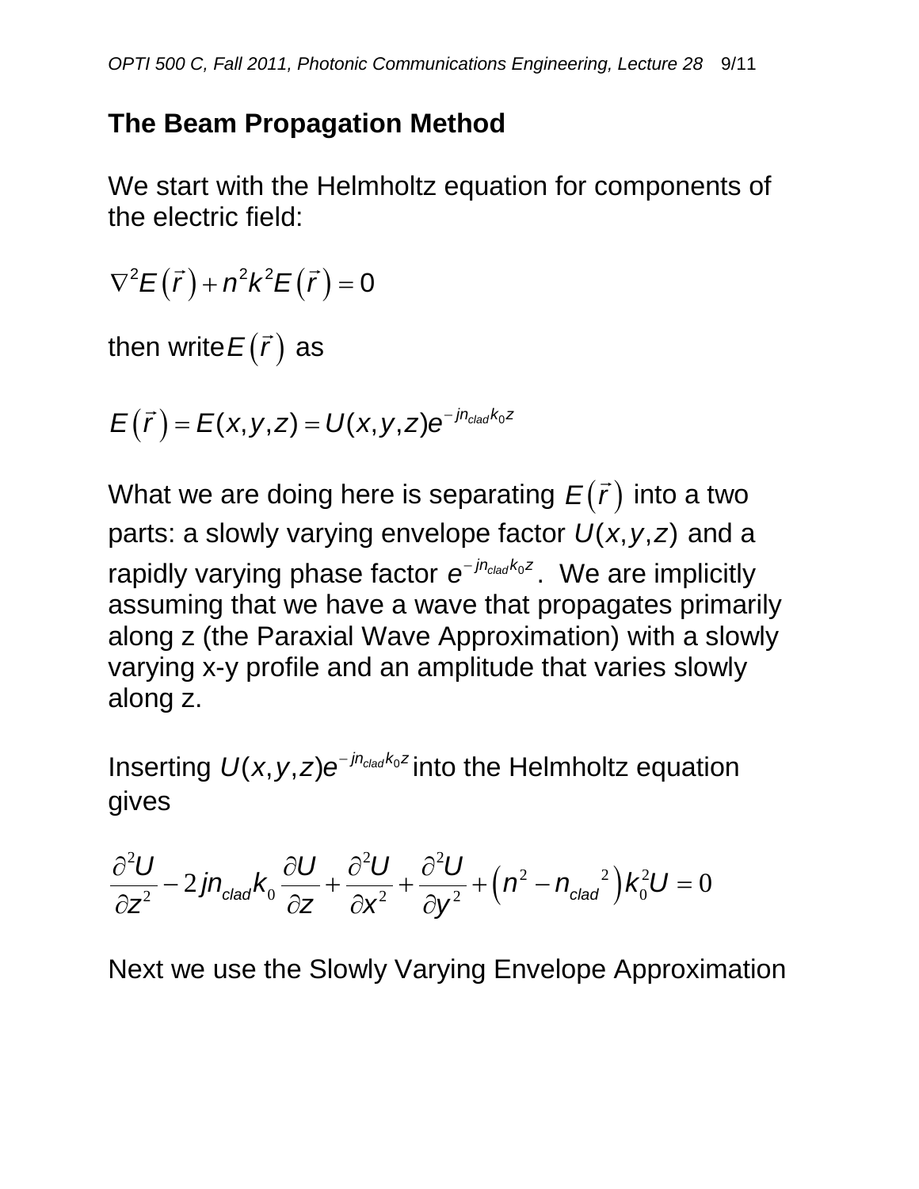## The Beam Propagation Method

We start with the Helmholtz equation for components of the electric field:

$$\nabla^2 E(\vec{r}) + n^2 k^2 E(\vec{r}) = 0$$

then write $E(\vec{r})$ as

$$E(\vec{r}) = E(x,y,z) = U(x,y,z)e^{-jn_{clad}k_0 z}$$

What we are doing here is separating $E(\vec{r})$ into a two parts: a slowly varying envelope factor $U(x,y,z)$ and a rapidly varying phase factor $e^{-jn_{clad}k_0 z}$. We are implicitly assuming that we have a wave that propagates primarily along z (the Paraxial Wave Approximation) with a slowly varying x-y profile and an amplitude that varies slowly along z.

Inserting $U(x,y,z)e^{-jn_{clad}k_0 z}$ into the Helmholtz equation gives

$$\frac{\partial^2 U}{\partial z^2} - 2jn_{clad}k_0 \frac{\partial U}{\partial z} + \frac{\partial^2 U}{\partial x^2} + \frac{\partial^2 U}{\partial y^2} + \left(n^2 - n_{clad}{}^2\right)k_0^2 U = 0$$

Next we use the Slowly Varying Envelope Approximation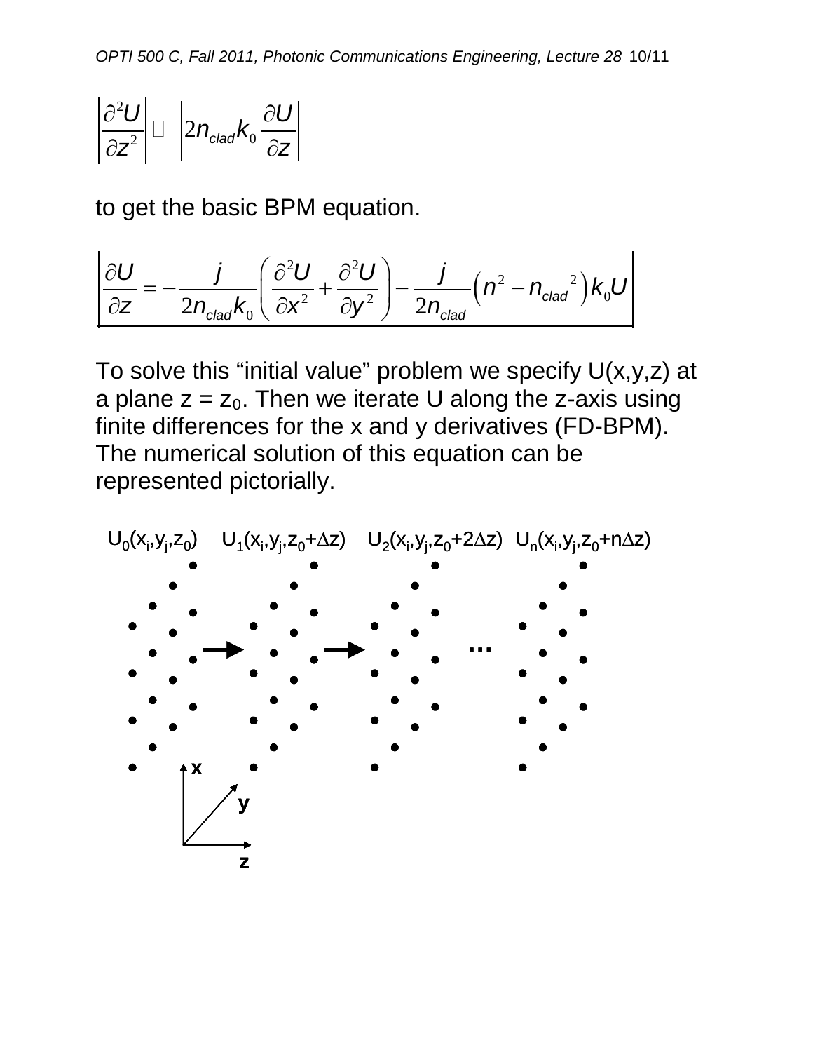$$\left|\frac{\partial^2 U}{\partial z^2}\right| \ll \left|2n_{clad}k_0\frac{\partial U}{\partial z}\right|$$

to get the basic BPM equation.

$$\boxed{\frac{\partial U}{\partial z} = -\frac{j}{2n_{clad}k_0}\left(\frac{\partial^2 U}{\partial x^2}+\frac{\partial^2 U}{\partial y^2}\right) - \frac{j}{2n_{clad}}\left(n^2 - n_{clad}{}^2\right)k_0 U}$$

To solve this "initial value" problem we specify U(x,y,z) at a plane $z = z_0$. Then we iterate U along the z-axis using finite differences for the x and y derivatives (FD-BPM). The numerical solution of this equation can be represented pictorially.

$U_0(x_i,y_j,z_0)$ → $U_1(x_i,y_j,z_0+\Delta z)$ → $U_2(x_i,y_j,z_0+2\Delta z)$ … $U_n(x_i,y_j,z_0+n\Delta z)$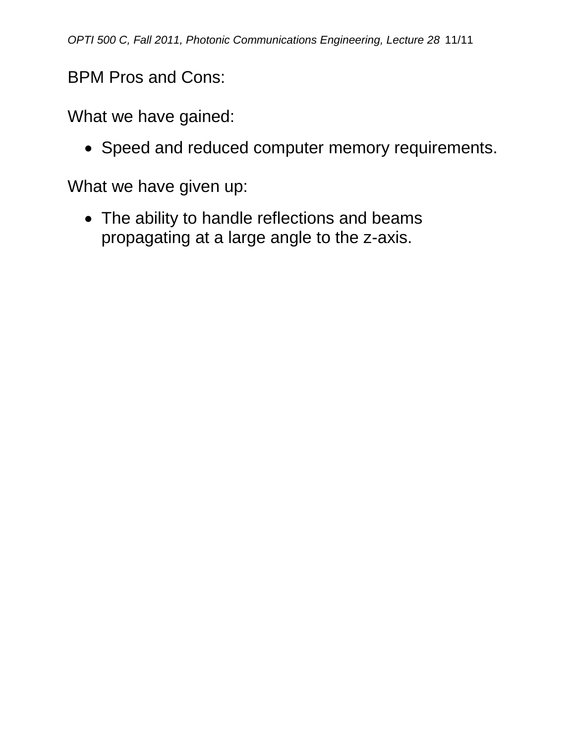BPM Pros and Cons:

What we have gained:

- Speed and reduced computer memory requirements.

What we have given up:

- The ability to handle reflections and beams propagating at a large angle to the z-axis.